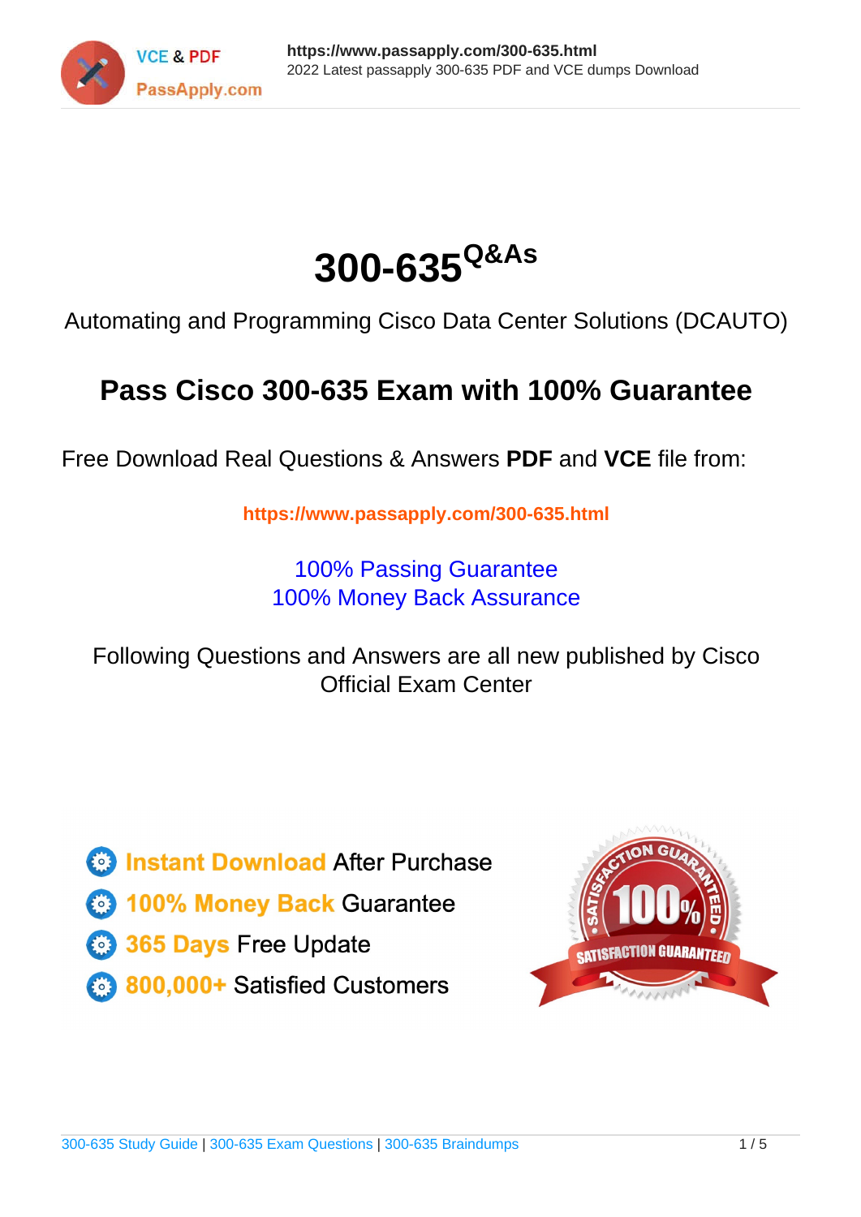# 300-635$^{Q\&As}$

Automating and Programming Cisco Data Center Solutions (DCAUTO)

## Pass Cisco 300-635 Exam with 100% Guarantee

Free Download Real Questions & Answers **PDF** and **VCE** file from:

**https://www.passapply.com/300-635.html**

100% Passing Guarantee
100% Money Back Assurance

Following Questions and Answers are all new published by Cisco Official Exam Center

- **Instant Download** After Purchase
- **100% Money Back** Guarantee
- **365 Days** Free Update
- **800,000+** Satisfied Customers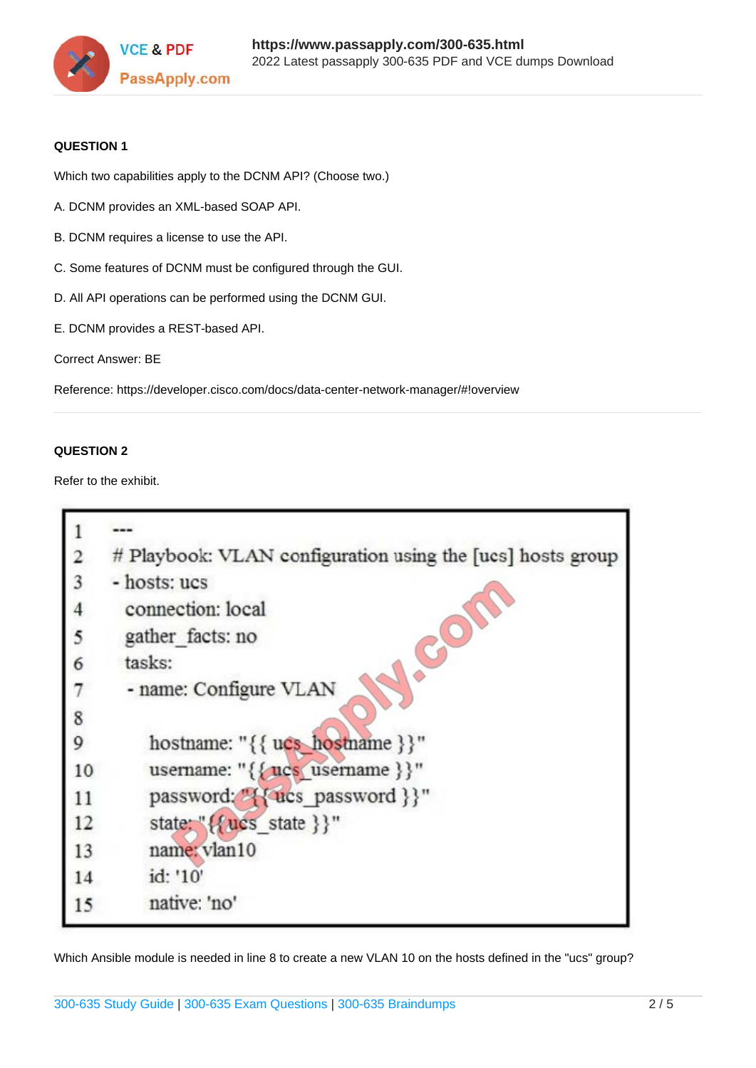**QUESTION 1**

Which two capabilities apply to the DCNM API? (Choose two.)

A. DCNM provides an XML-based SOAP API.

B. DCNM requires a license to use the API.

C. Some features of DCNM must be configured through the GUI.

D. All API operations can be performed using the DCNM GUI.

E. DCNM provides a REST-based API.

Correct Answer: BE

Reference: https://developer.cisco.com/docs/data-center-network-manager/#!overview

---

**QUESTION 2**

Refer to the exhibit.

```
1   ---
2   # Playbook: VLAN configuration using the [ucs] hosts group
3   - hosts: ucs
4     connection: local
5     gather_facts: no
6     tasks:
7     - name: Configure VLAN
8
9         hostname: "{{ ucs_hostname }}"
10        username: "{{ ucs_username }}"
11        password: "{{ ucs_password }}"
12        state: "{{ ucs_state }}"
13        name: vlan10
14        id: '10'
15        native: 'no'
```

Which Ansible module is needed in line 8 to create a new VLAN 10 on the hosts defined in the "ucs" group?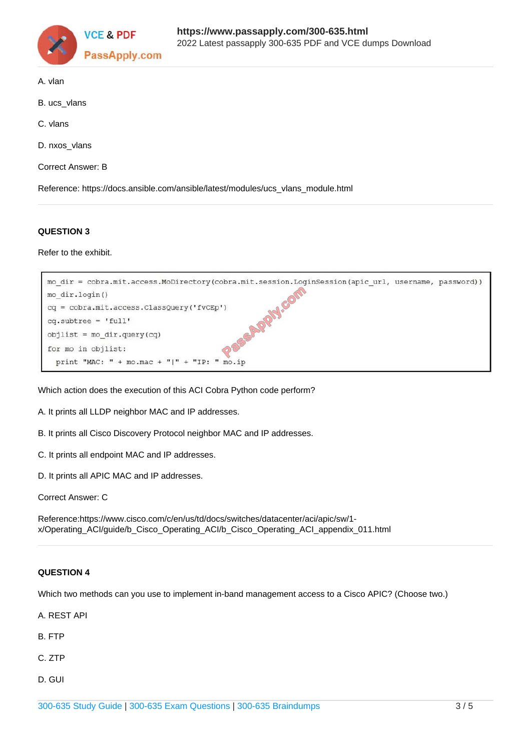A. vlan

B. ucs_vlans

C. vlans

D. nxos_vlans

Correct Answer: B

Reference: https://docs.ansible.com/ansible/latest/modules/ucs_vlans_module.html

**QUESTION 3**

Refer to the exhibit.

```
mo_dir = cobra.mit.access.MoDirectory(cobra.mit.session.LoginSession(apic_url, username, password))
mo_dir.login()
cq = cobra.mit.access.ClassQuery('fvCEp')
cq.subtree = 'full'
objlist = mo_dir.query(cq)
for mo in objlist:
  print "MAC: " + mo.mac + "|" + "IP: " mo.ip
```

Which action does the execution of this ACI Cobra Python code perform?

A. It prints all LLDP neighbor MAC and IP addresses.

B. It prints all Cisco Discovery Protocol neighbor MAC and IP addresses.

C. It prints all endpoint MAC and IP addresses.

D. It prints all APIC MAC and IP addresses.

Correct Answer: C

Reference:https://www.cisco.com/c/en/us/td/docs/switches/datacenter/aci/apic/sw/1-x/Operating_ACI/guide/b_Cisco_Operating_ACI/b_Cisco_Operating_ACI_appendix_011.html

**QUESTION 4**

Which two methods can you use to implement in-band management access to a Cisco APIC? (Choose two.)

A. REST API

B. FTP

C. ZTP

D. GUI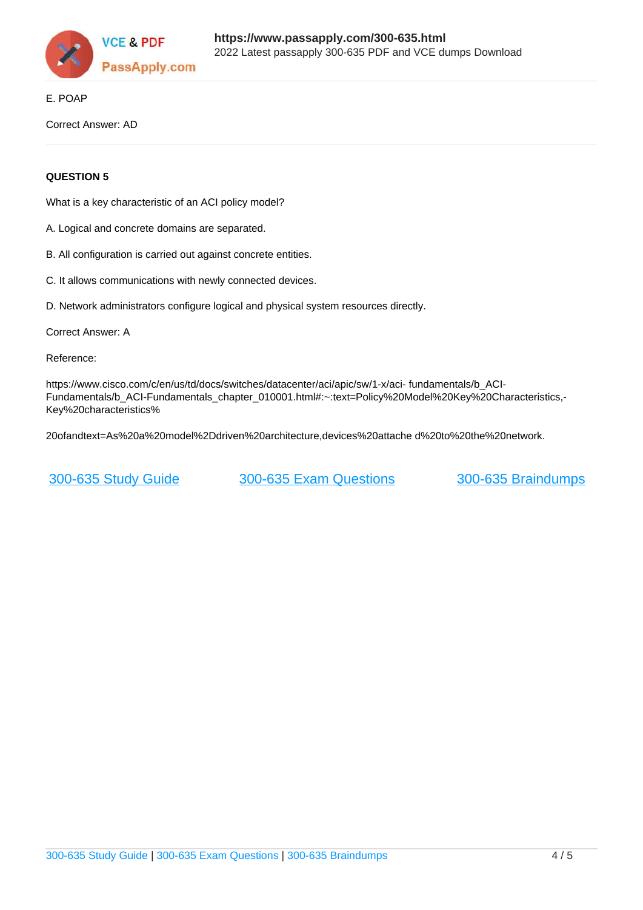E. POAP

Correct Answer: AD

**QUESTION 5**

What is a key characteristic of an ACI policy model?

A. Logical and concrete domains are separated.

B. All configuration is carried out against concrete entities.

C. It allows communications with newly connected devices.

D. Network administrators configure logical and physical system resources directly.

Correct Answer: A

Reference:

https://www.cisco.com/c/en/us/td/docs/switches/datacenter/aci/apic/sw/1-x/aci- fundamentals/b_ACI-Fundamentals/b_ACI-Fundamentals_chapter_010001.html#:~:text=Policy%20Model%20Key%20Characteristics,-Key%20characteristics%

20ofandtext=As%20a%20model%2Ddriven%20architecture,devices%20attache d%20to%20the%20network.

300-635 Study Guide    300-635 Exam Questions    300-635 Braindumps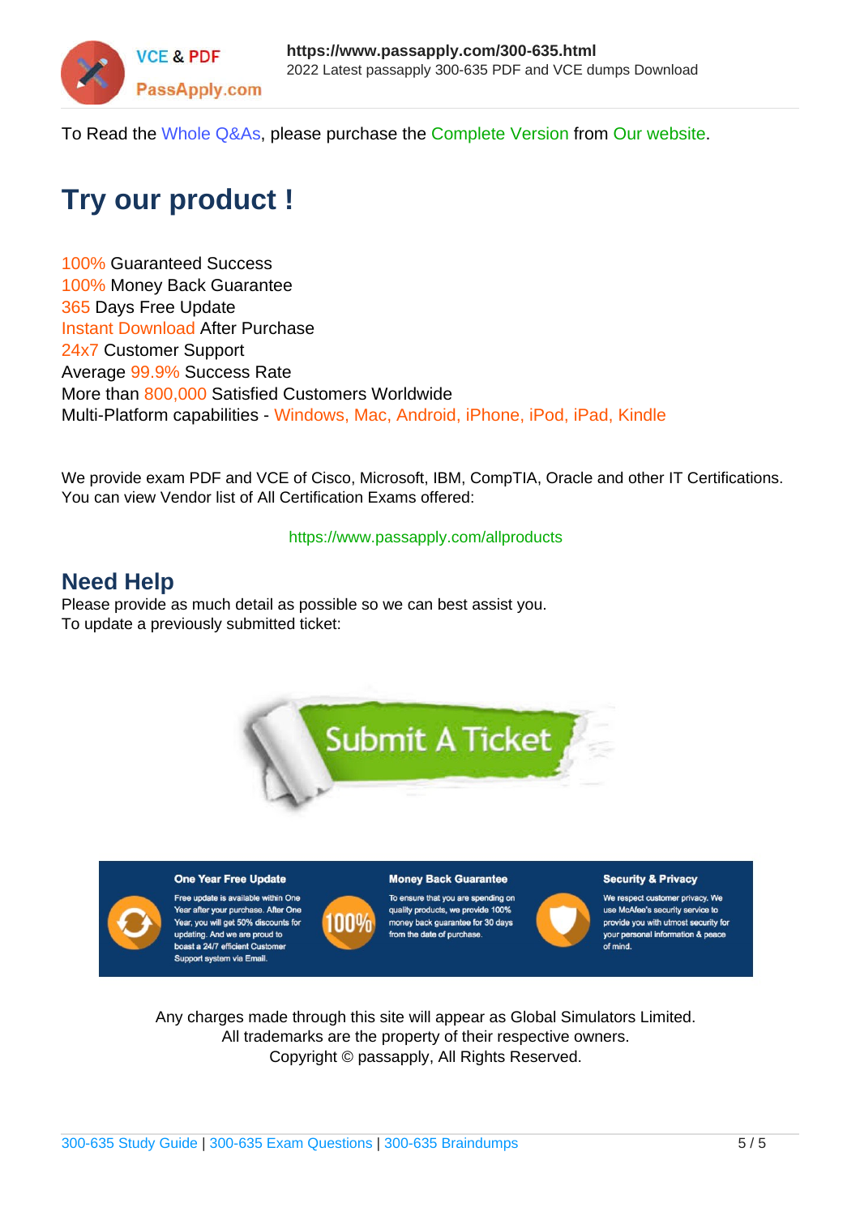To Read the Whole Q&As, please purchase the Complete Version from Our website.

# Try our product !

100% Guaranteed Success
100% Money Back Guarantee
365 Days Free Update
Instant Download After Purchase
24x7 Customer Support
Average 99.9% Success Rate
More than 800,000 Satisfied Customers Worldwide
Multi-Platform capabilities - Windows, Mac, Android, iPhone, iPod, iPad, Kindle

We provide exam PDF and VCE of Cisco, Microsoft, IBM, CompTIA, Oracle and other IT Certifications.
You can view Vendor list of All Certification Exams offered:

https://www.passapply.com/allproducts

## Need Help

Please provide as much detail as possible so we can best assist you.
To update a previously submitted ticket:

Submit A Ticket

**One Year Free Update**

Free update is available within One Year after your purchase. After One Year, you will get 50% discounts for updating. And we are proud to boast a 24/7 efficient Customer Support system via Email.

**Money Back Guarantee**

To ensure that you are spending on quality products, we provide 100% money back guarantee for 30 days from the date of purchase.

**Security & Privacy**

We respect customer privacy. We use McAfee's security service to provide you with utmost security for your personal information & peace of mind.

Any charges made through this site will appear as Global Simulators Limited.
All trademarks are the property of their respective owners.
Copyright © passapply, All Rights Reserved.